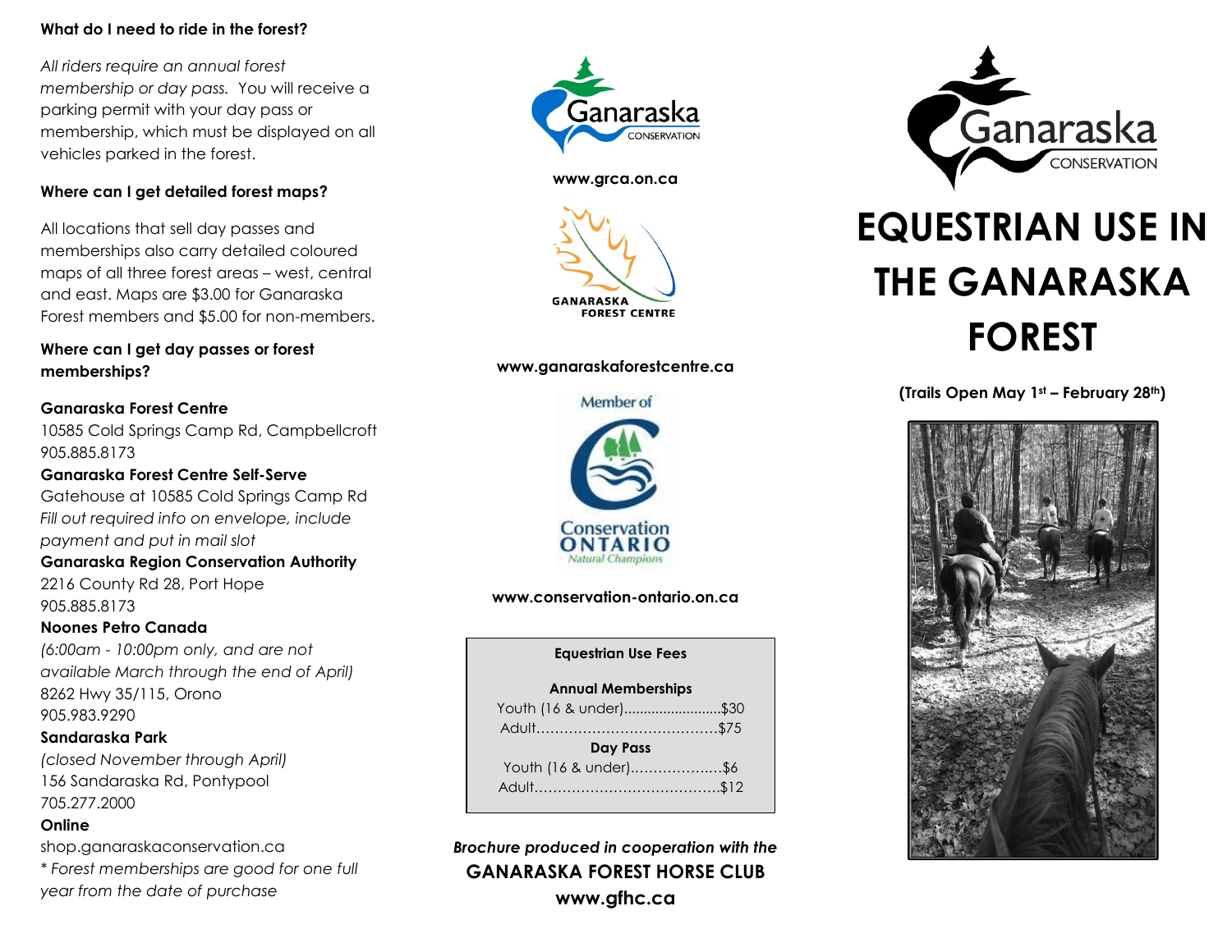**What do I need to ride in the forest?**

*All riders require an annual forest membership or day pass.* You will receive a parking permit with your day pass or membership, which must be displayed on all vehicles parked in the forest.

**Where can I get detailed forest maps?**

All locations that sell day passes and memberships also carry detailed coloured maps of all three forest areas – west, central and east. Maps are $3.00 for Ganaraska Forest members and $5.00 for non-members.

**Where can I get day passes or forest memberships?**

**Ganaraska Forest Centre**
10585 Cold Springs Camp Rd, Campbellcroft
905.885.8173

**Ganaraska Forest Centre Self-Serve**
Gatehouse at 10585 Cold Springs Camp Rd
*Fill out required info on envelope, include payment and put in mail slot*

**Ganaraska Region Conservation Authority**
2216 County Rd 28, Port Hope
905.885.8173

**Noones Petro Canada**
*(6:00am - 10:00pm only, and are not available March through the end of April)*
8262 Hwy 35/115, Orono
905.983.9290

**Sandaraska Park**
*(closed November through April)*
156 Sandaraska Rd, Pontypool
705.277.2000

**Online**
shop.ganaraskaconservation.ca
\* *Forest memberships are good for one full year from the date of purchase*

Ganaraska CONSERVATION

**www.grca.on.ca**

GANARASKA FOREST CENTRE

**www.ganaraskaforestcentre.ca**

Member of Conservation ONTARIO *Natural Champions*

**www.conservation-ontario.on.ca**

| **Equestrian Use Fees** | |
|---|---|
| **Annual Memberships** | |
| Youth (16 & under) | $30 |
| Adult | $75 |
| **Day Pass** | |
| Youth (16 & under) | $6 |
| Adult | $12 |

***Brochure produced in cooperation with the***
**GANARASKA FOREST HORSE CLUB**
**www.gfhc.ca**

Ganaraska CONSERVATION

# EQUESTRIAN USE IN THE GANARASKA FOREST

**(Trails Open May 1st – February 28th)**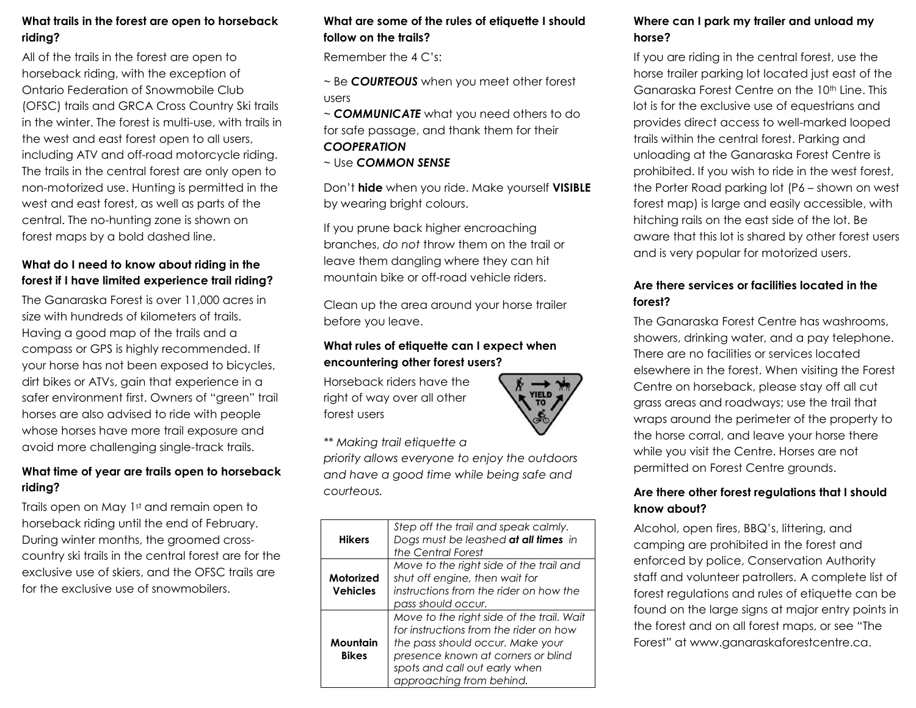### What trails in the forest are open to horseback riding?

All of the trails in the forest are open to horseback riding, with the exception of Ontario Federation of Snowmobile Club (OFSC) trails and GRCA Cross Country Ski trails in the winter. The forest is multi-use, with trails in the west and east forest open to all users, including ATV and off-road motorcycle riding. The trails in the central forest are only open to non-motorized use. Hunting is permitted in the west and east forest, as well as parts of the central. The no-hunting zone is shown on forest maps by a bold dashed line.

### What do I need to know about riding in the forest if I have limited experience trail riding?

The Ganaraska Forest is over 11,000 acres in size with hundreds of kilometers of trails. Having a good map of the trails and a compass or GPS is highly recommended. If your horse has not been exposed to bicycles, dirt bikes or ATVs, gain that experience in a safer environment first. Owners of "green" trail horses are also advised to ride with people whose horses have more trail exposure and avoid more challenging single-track trails.

### What time of year are trails open to horseback riding?

Trails open on May 1st and remain open to horseback riding until the end of February. During winter months, the groomed cross-country ski trails in the central forest are for the exclusive use of skiers, and the OFSC trails are for the exclusive use of snowmobilers.

### What are some of the rules of etiquette I should follow on the trails?

Remember the 4 C's:

~ Be ***COURTEOUS*** when you meet other forest users
~ ***COMMUNICATE*** what you need others to do for safe passage, and thank them for their ***COOPERATION***
~ Use ***COMMON SENSE***

Don't **hide** when you ride. Make yourself **VISIBLE** by wearing bright colours.

If you prune back higher encroaching branches, *do not* throw them on the trail or leave them dangling where they can hit mountain bike or off-road vehicle riders.

Clean up the area around your horse trailer before you leave.

### What rules of etiquette can I expect when encountering other forest users?

Horseback riders have the right of way over all other forest users

YIELD TO

*** Making trail etiquette a priority allows everyone to enjoy the outdoors and have a good time while being safe and courteous.*

| | |
|---|---|
| **Hikers** | *Step off the trail and speak calmly. Dogs must be leashed **at all times** in the Central Forest* |
| **Motorized Vehicles** | *Move to the right side of the trail and shut off engine, then wait for instructions from the rider on how the pass should occur.* |
| **Mountain Bikes** | *Move to the right side of the trail. Wait for instructions from the rider on how the pass should occur. Make your presence known at corners or blind spots and call out early when approaching from behind.* |

### Where can I park my trailer and unload my horse?

If you are riding in the central forest, use the horse trailer parking lot located just east of the Ganaraska Forest Centre on the 10th Line. This lot is for the exclusive use of equestrians and provides direct access to well-marked looped trails within the central forest. Parking and unloading at the Ganaraska Forest Centre is prohibited. If you wish to ride in the west forest, the Porter Road parking lot (P6 – shown on west forest map) is large and easily accessible, with hitching rails on the east side of the lot. Be aware that this lot is shared by other forest users and is very popular for motorized users.

### Are there services or facilities located in the forest?

The Ganaraska Forest Centre has washrooms, showers, drinking water, and a pay telephone. There are no facilities or services located elsewhere in the forest. When visiting the Forest Centre on horseback, please stay off all cut grass areas and roadways; use the trail that wraps around the perimeter of the property to the horse corral, and leave your horse there while you visit the Centre. Horses are not permitted on Forest Centre grounds.

### Are there other forest regulations that I should know about?

Alcohol, open fires, BBQ's, littering, and camping are prohibited in the forest and enforced by police, Conservation Authority staff and volunteer patrollers. A complete list of forest regulations and rules of etiquette can be found on the large signs at major entry points in the forest and on all forest maps, or see "The Forest" at www.ganaraskaforestcentre.ca.